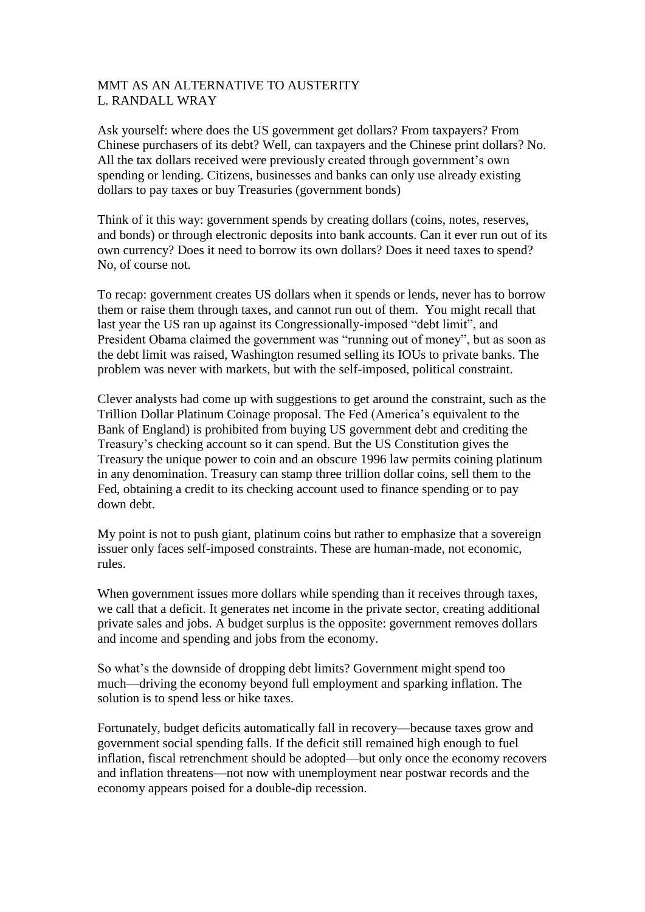# MMT AS AN ALTERNATIVE TO AUSTERITY

L. RANDALL WRAY

Ask yourself: where does the US government get dollars? From taxpayers? From Chinese purchasers of its debt? Well, can taxpayers and the Chinese print dollars? No. All the tax dollars received were previously created through government's own spending or lending. Citizens, businesses and banks can only use already existing dollars to pay taxes or buy Treasuries (government bonds)

Think of it this way: government spends by creating dollars (coins, notes, reserves, and bonds) or through electronic deposits into bank accounts. Can it ever run out of its own currency? Does it need to borrow its own dollars? Does it need taxes to spend? No, of course not.

To recap: government creates US dollars when it spends or lends, never has to borrow them or raise them through taxes, and cannot run out of them. You might recall that last year the US ran up against its Congressionally-imposed "debt limit", and President Obama claimed the government was "running out of money", but as soon as the debt limit was raised, Washington resumed selling its IOUs to private banks. The problem was never with markets, but with the self-imposed, political constraint.

Clever analysts had come up with suggestions to get around the constraint, such as the Trillion Dollar Platinum Coinage proposal. The Fed (America's equivalent to the Bank of England) is prohibited from buying US government debt and crediting the Treasury's checking account so it can spend. But the US Constitution gives the Treasury the unique power to coin and an obscure 1996 law permits coining platinum in any denomination. Treasury can stamp three trillion dollar coins, sell them to the Fed, obtaining a credit to its checking account used to finance spending or to pay down debt.

My point is not to push giant, platinum coins but rather to emphasize that a sovereign issuer only faces self-imposed constraints. These are human-made, not economic, rules.

When government issues more dollars while spending than it receives through taxes, we call that a deficit. It generates net income in the private sector, creating additional private sales and jobs. A budget surplus is the opposite: government removes dollars and income and spending and jobs from the economy.

So what's the downside of dropping debt limits? Government might spend too much—driving the economy beyond full employment and sparking inflation. The solution is to spend less or hike taxes.

Fortunately, budget deficits automatically fall in recovery—because taxes grow and government social spending falls. If the deficit still remained high enough to fuel inflation, fiscal retrenchment should be adopted—but only once the economy recovers and inflation threatens—not now with unemployment near postwar records and the economy appears poised for a double-dip recession.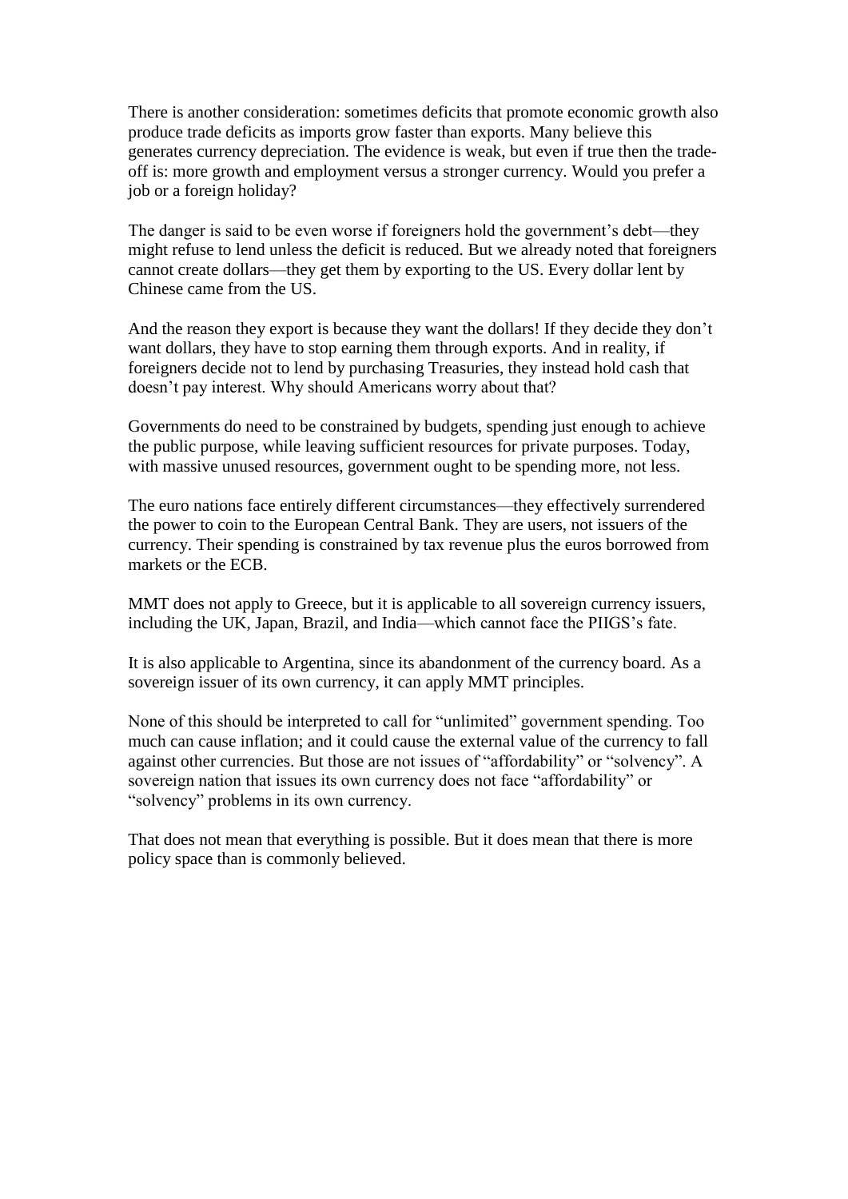There is another consideration: sometimes deficits that promote economic growth also produce trade deficits as imports grow faster than exports. Many believe this generates currency depreciation. The evidence is weak, but even if true then the trade-off is: more growth and employment versus a stronger currency. Would you prefer a job or a foreign holiday?

The danger is said to be even worse if foreigners hold the government's debt—they might refuse to lend unless the deficit is reduced. But we already noted that foreigners cannot create dollars—they get them by exporting to the US. Every dollar lent by Chinese came from the US.

And the reason they export is because they want the dollars! If they decide they don't want dollars, they have to stop earning them through exports. And in reality, if foreigners decide not to lend by purchasing Treasuries, they instead hold cash that doesn't pay interest. Why should Americans worry about that?

Governments do need to be constrained by budgets, spending just enough to achieve the public purpose, while leaving sufficient resources for private purposes. Today, with massive unused resources, government ought to be spending more, not less.

The euro nations face entirely different circumstances—they effectively surrendered the power to coin to the European Central Bank. They are users, not issuers of the currency. Their spending is constrained by tax revenue plus the euros borrowed from markets or the ECB.

MMT does not apply to Greece, but it is applicable to all sovereign currency issuers, including the UK, Japan, Brazil, and India—which cannot face the PIIGS's fate.

It is also applicable to Argentina, since its abandonment of the currency board. As a sovereign issuer of its own currency, it can apply MMT principles.

None of this should be interpreted to call for "unlimited" government spending. Too much can cause inflation; and it could cause the external value of the currency to fall against other currencies. But those are not issues of "affordability" or "solvency". A sovereign nation that issues its own currency does not face "affordability" or "solvency" problems in its own currency.

That does not mean that everything is possible. But it does mean that there is more policy space than is commonly believed.